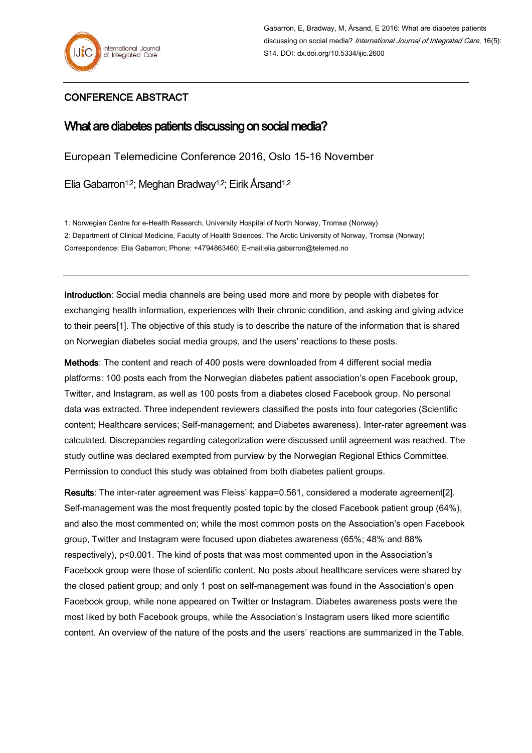Gabarron, E, Bradway, M, Årsand, E 2016: What are diabetes patients discussing on social media? *International Journal of Integrated Care*, 16(5): S14. DOI: dx.doi.org/10.5334/ijic.2600

## CONFERENCE ABSTRACT

# What are diabetes patients discussing on social media?

European Telemedicine Conference 2016, Oslo 15-16 November

Elia Gabarron[1,2]; Meghan Bradway[1,2]; Eirik Årsand[1,2]

1: Norwegian Centre for e-Health Research, University Hospital of North Norway, Tromsø (Norway)

2: Department of Clinical Medicine, Faculty of Health Sciences. The Arctic University of Norway, Tromsø (Norway)

Correspondence: Elia Gabarron; Phone: +4794863460; E-mail:elia.gabarron@telemed.no

---

**Introduction**: Social media channels are being used more and more by people with diabetes for exchanging health information, experiences with their chronic condition, and asking and giving advice to their peers[1]. The objective of this study is to describe the nature of the information that is shared on Norwegian diabetes social media groups, and the users' reactions to these posts.

**Methods**: The content and reach of 400 posts were downloaded from 4 different social media platforms: 100 posts each from the Norwegian diabetes patient association's open Facebook group, Twitter, and Instagram, as well as 100 posts from a diabetes closed Facebook group. No personal data was extracted. Three independent reviewers classified the posts into four categories (Scientific content; Healthcare services; Self-management; and Diabetes awareness). Inter-rater agreement was calculated. Discrepancies regarding categorization were discussed until agreement was reached. The study outline was declared exempted from purview by the Norwegian Regional Ethics Committee. Permission to conduct this study was obtained from both diabetes patient groups.

**Results**: The inter-rater agreement was Fleiss' kappa=0.561, considered a moderate agreement[2]. Self-management was the most frequently posted topic by the closed Facebook patient group (64%), and also the most commented on; while the most common posts on the Association's open Facebook group, Twitter and Instagram were focused upon diabetes awareness (65%; 48% and 88% respectively), $p<0.001$. The kind of posts that was most commented upon in the Association's Facebook group were those of scientific content. No posts about healthcare services were shared by the closed patient group; and only 1 post on self-management was found in the Association's open Facebook group, while none appeared on Twitter or Instagram. Diabetes awareness posts were the most liked by both Facebook groups, while the Association's Instagram users liked more scientific content. An overview of the nature of the posts and the users' reactions are summarized in the Table.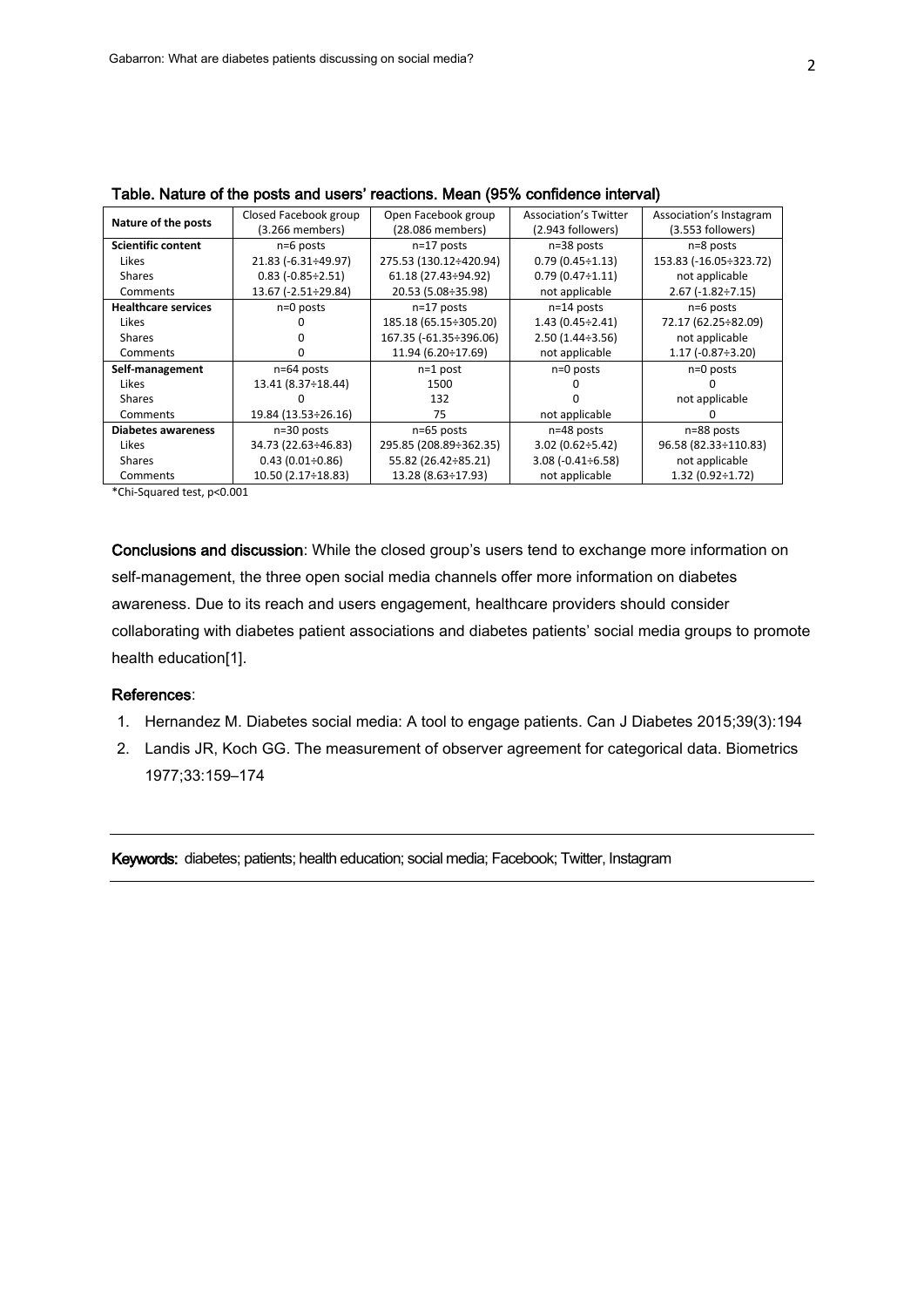Table. Nature of the posts and users' reactions. Mean (95% confidence interval)

| Nature of the posts | Closed Facebook group (3.266 members) | Open Facebook group (28.086 members) | Association's Twitter (2.943 followers) | Association's Instagram (3.553 followers) |
|---|---|---|---|---|
| **Scientific content** | n=6 posts | n=17 posts | n=38 posts | n=8 posts |
| Likes | 21.83 (-6.31÷49.97) | 275.53 (130.12÷420.94) | 0.79 (0.45÷1.13) | 153.83 (-16.05÷323.72) |
| Shares | 0.83 (-0.85÷2.51) | 61.18 (27.43÷94.92) | 0.79 (0.47÷1.11) | not applicable |
| Comments | 13.67 (-2.51÷29.84) | 20.53 (5.08÷35.98) | not applicable | 2.67 (-1.82÷7.15) |
| **Healthcare services** | n=0 posts | n=17 posts | n=14 posts | n=6 posts |
| Likes | 0 | 185.18 (65.15÷305.20) | 1.43 (0.45÷2.41) | 72.17 (62.25÷82.09) |
| Shares | 0 | 167.35 (-61.35÷396.06) | 2.50 (1.44÷3.56) | not applicable |
| Comments | 0 | 11.94 (6.20÷17.69) | not applicable | 1.17 (-0.87÷3.20) |
| **Self-management** | n=64 posts | n=1 post | n=0 posts | n=0 posts |
| Likes | 13.41 (8.37÷18.44) | 1500 | 0 | 0 |
| Shares | 0 | 132 | 0 | not applicable |
| Comments | 19.84 (13.53÷26.16) | 75 | not applicable | 0 |
| **Diabetes awareness** | n=30 posts | n=65 posts | n=48 posts | n=88 posts |
| Likes | 34.73 (22.63÷46.83) | 295.85 (208.89÷362.35) | 3.02 (0.62÷5.42) | 96.58 (82.33÷110.83) |
| Shares | 0.43 (0.01÷0.86) | 55.82 (26.42÷85.21) | 3.08 (-0.41÷6.58) | not applicable |
| Comments | 10.50 (2.17÷18.83) | 13.28 (8.63÷17.93) | not applicable | 1.32 (0.92÷1.72) |

*Chi-Squared test, $p<0.001$

**Conclusions and discussion**: While the closed group's users tend to exchange more information on self-management, the three open social media channels offer more information on diabetes awareness. Due to its reach and users engagement, healthcare providers should consider collaborating with diabetes patient associations and diabetes patients' social media groups to promote health education[1].

## References:

1. Hernandez M. Diabetes social media: A tool to engage patients. Can J Diabetes 2015;39(3):194
2. Landis JR, Koch GG. The measurement of observer agreement for categorical data. Biometrics 1977;33:159–174

**Keywords:** diabetes; patients; health education; social media; Facebook; Twitter, Instagram